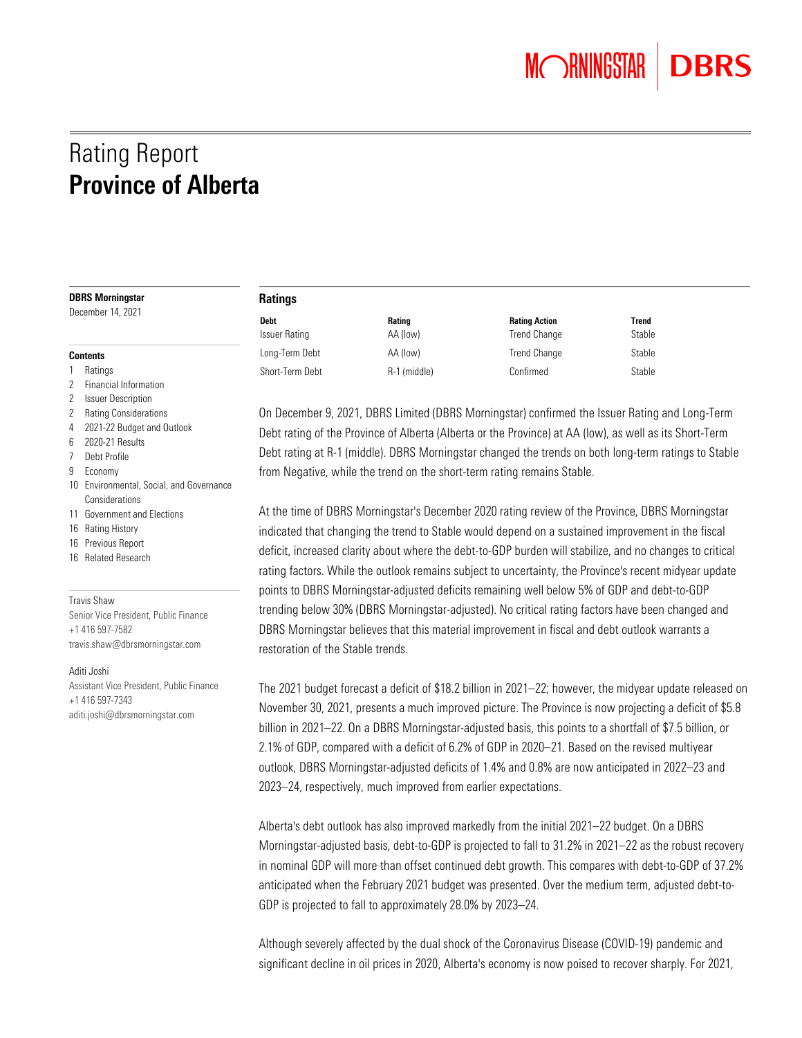# Rating Report
## Province of Alberta

**DBRS Morningstar**
December 14, 2021

**Contents**
1 Ratings
2 Financial Information
2 Issuer Description
2 Rating Considerations
4 2021-22 Budget and Outlook
6 2020-21 Results
7 Debt Profile
9 Economy
10 Environmental, Social, and Governance Considerations
11 Government and Elections
16 Rating History
16 Previous Report
16 Related Research

Travis Shaw
Senior Vice President, Public Finance
+1 416 597-7582
travis.shaw@dbrsmorningstar.com

Aditi Joshi
Assistant Vice President, Public Finance
+1 416 597-7343
aditi.joshi@dbrsmorningstar.com

### Ratings

| Debt | Rating | Rating Action | Trend |
|---|---|---|---|
| Issuer Rating | AA (low) | Trend Change | Stable |
| Long-Term Debt | AA (low) | Trend Change | Stable |
| Short-Term Debt | R-1 (middle) | Confirmed | Stable |

On December 9, 2021, DBRS Limited (DBRS Morningstar) confirmed the Issuer Rating and Long-Term Debt rating of the Province of Alberta (Alberta or the Province) at AA (low), as well as its Short-Term Debt rating at R-1 (middle). DBRS Morningstar changed the trends on both long-term ratings to Stable from Negative, while the trend on the short-term rating remains Stable.

At the time of DBRS Morningstar's December 2020 rating review of the Province, DBRS Morningstar indicated that changing the trend to Stable would depend on a sustained improvement in the fiscal deficit, increased clarity about where the debt-to-GDP burden will stabilize, and no changes to critical rating factors. While the outlook remains subject to uncertainty, the Province's recent midyear update points to DBRS Morningstar-adjusted deficits remaining well below 5% of GDP and debt-to-GDP trending below 30% (DBRS Morningstar-adjusted). No critical rating factors have been changed and DBRS Morningstar believes that this material improvement in fiscal and debt outlook warrants a restoration of the Stable trends.

The 2021 budget forecast a deficit of $18.2 billion in 2021–22; however, the midyear update released on November 30, 2021, presents a much improved picture. The Province is now projecting a deficit of $5.8 billion in 2021–22. On a DBRS Morningstar-adjusted basis, this points to a shortfall of $7.5 billion, or 2.1% of GDP, compared with a deficit of 6.2% of GDP in 2020–21. Based on the revised multiyear outlook, DBRS Morningstar-adjusted deficits of 1.4% and 0.8% are now anticipated in 2022–23 and 2023–24, respectively, much improved from earlier expectations.

Alberta's debt outlook has also improved markedly from the initial 2021–22 budget. On a DBRS Morningstar-adjusted basis, debt-to-GDP is projected to fall to 31.2% in 2021–22 as the robust recovery in nominal GDP will more than offset continued debt growth. This compares with debt-to-GDP of 37.2% anticipated when the February 2021 budget was presented. Over the medium term, adjusted debt-to-GDP is projected to fall to approximately 28.0% by 2023–24.

Although severely affected by the dual shock of the Coronavirus Disease (COVID-19) pandemic and significant decline in oil prices in 2020, Alberta's economy is now poised to recover sharply. For 2021,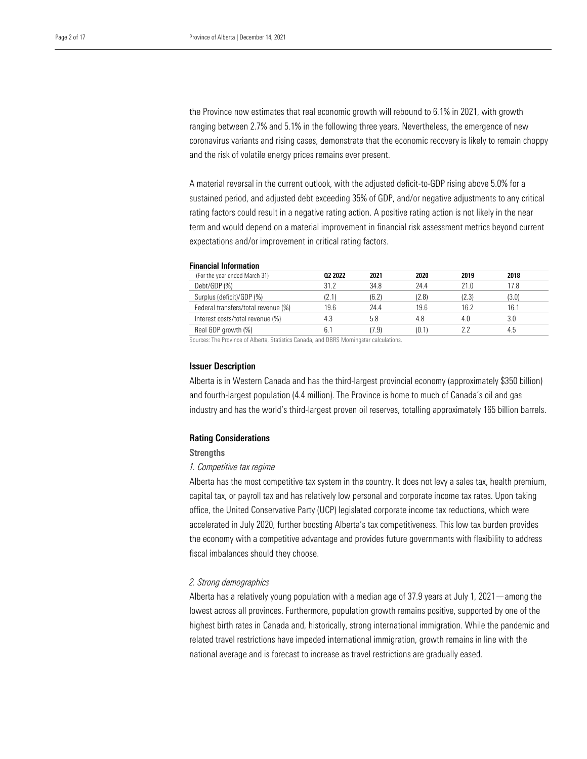the Province now estimates that real economic growth will rebound to 6.1% in 2021, with growth ranging between 2.7% and 5.1% in the following three years. Nevertheless, the emergence of new coronavirus variants and rising cases, demonstrate that the economic recovery is likely to remain choppy and the risk of volatile energy prices remains ever present.

A material reversal in the current outlook, with the adjusted deficit-to-GDP rising above 5.0% for a sustained period, and adjusted debt exceeding 35% of GDP, and/or negative adjustments to any critical rating factors could result in a negative rating action. A positive rating action is not likely in the near term and would depend on a material improvement in financial risk assessment metrics beyond current expectations and/or improvement in critical rating factors.

**Financial Information**

| (For the year ended March 31) | Q2 2022 | 2021 | 2020 | 2019 | 2018 |
|---|---|---|---|---|---|
| Debt/GDP (%) | 31.2 | 34.8 | 24.4 | 21.0 | 17.8 |
| Surplus (deficit)/GDP (%) | (2.1) | (6.2) | (2.8) | (2.3) | (3.0) |
| Federal transfers/total revenue (%) | 19.6 | 24.4 | 19.6 | 16.2 | 16.1 |
| Interest costs/total revenue (%) | 4.3 | 5.8 | 4.8 | 4.0 | 3.0 |
| Real GDP growth (%) | 6.1 | (7.9) | (0.1) | 2.2 | 4.5 |

Sources: The Province of Alberta, Statistics Canada, and DBRS Morningstar calculations.

## Issuer Description

Alberta is in Western Canada and has the third-largest provincial economy (approximately $350 billion) and fourth-largest population (4.4 million). The Province is home to much of Canada's oil and gas industry and has the world's third-largest proven oil reserves, totalling approximately 165 billion barrels.

## Rating Considerations

### Strengths

*1. Competitive tax regime*

Alberta has the most competitive tax system in the country. It does not levy a sales tax, health premium, capital tax, or payroll tax and has relatively low personal and corporate income tax rates. Upon taking office, the United Conservative Party (UCP) legislated corporate income tax reductions, which were accelerated in July 2020, further boosting Alberta's tax competitiveness. This low tax burden provides the economy with a competitive advantage and provides future governments with flexibility to address fiscal imbalances should they choose.

*2. Strong demographics*

Alberta has a relatively young population with a median age of 37.9 years at July 1, 2021—among the lowest across all provinces. Furthermore, population growth remains positive, supported by one of the highest birth rates in Canada and, historically, strong international immigration. While the pandemic and related travel restrictions have impeded international immigration, growth remains in line with the national average and is forecast to increase as travel restrictions are gradually eased.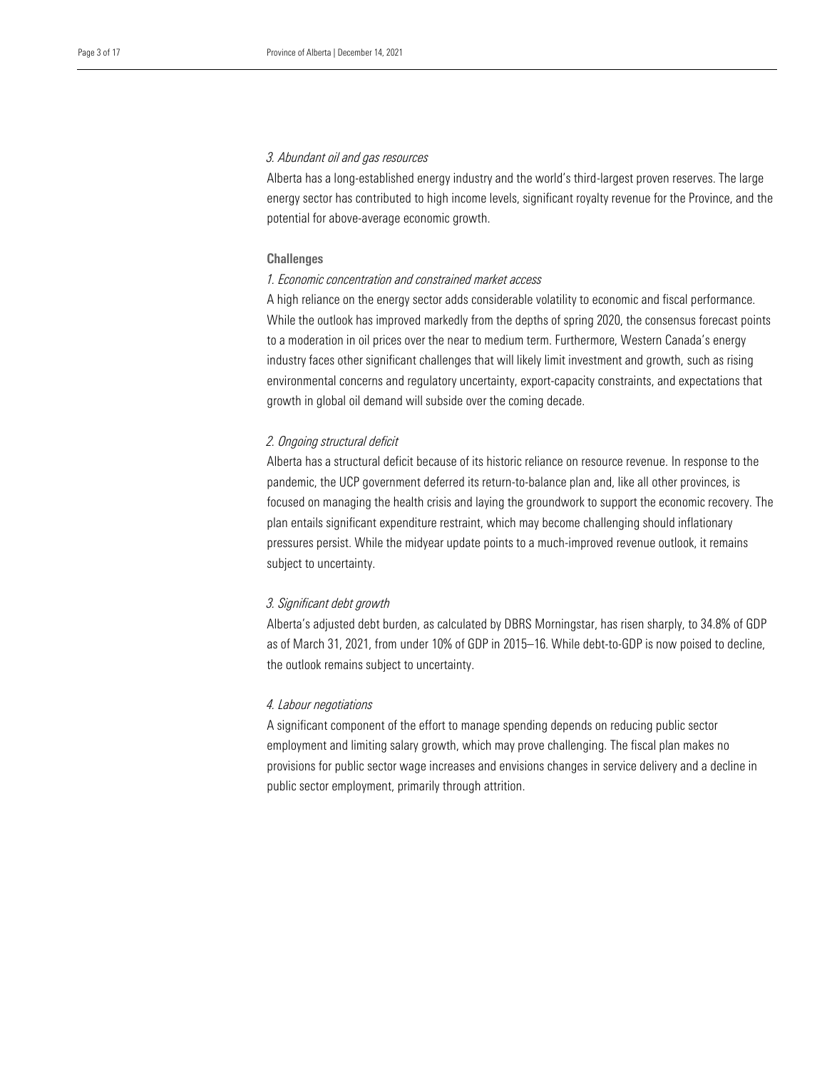*3. Abundant oil and gas resources*

Alberta has a long-established energy industry and the world's third-largest proven reserves. The large energy sector has contributed to high income levels, significant royalty revenue for the Province, and the potential for above-average economic growth.

**Challenges**

*1. Economic concentration and constrained market access*

A high reliance on the energy sector adds considerable volatility to economic and fiscal performance. While the outlook has improved markedly from the depths of spring 2020, the consensus forecast points to a moderation in oil prices over the near to medium term. Furthermore, Western Canada's energy industry faces other significant challenges that will likely limit investment and growth, such as rising environmental concerns and regulatory uncertainty, export-capacity constraints, and expectations that growth in global oil demand will subside over the coming decade.

*2. Ongoing structural deficit*

Alberta has a structural deficit because of its historic reliance on resource revenue. In response to the pandemic, the UCP government deferred its return-to-balance plan and, like all other provinces, is focused on managing the health crisis and laying the groundwork to support the economic recovery. The plan entails significant expenditure restraint, which may become challenging should inflationary pressures persist. While the midyear update points to a much-improved revenue outlook, it remains subject to uncertainty.

*3. Significant debt growth*

Alberta's adjusted debt burden, as calculated by DBRS Morningstar, has risen sharply, to 34.8% of GDP as of March 31, 2021, from under 10% of GDP in 2015–16. While debt-to-GDP is now poised to decline, the outlook remains subject to uncertainty.

*4. Labour negotiations*

A significant component of the effort to manage spending depends on reducing public sector employment and limiting salary growth, which may prove challenging. The fiscal plan makes no provisions for public sector wage increases and envisions changes in service delivery and a decline in public sector employment, primarily through attrition.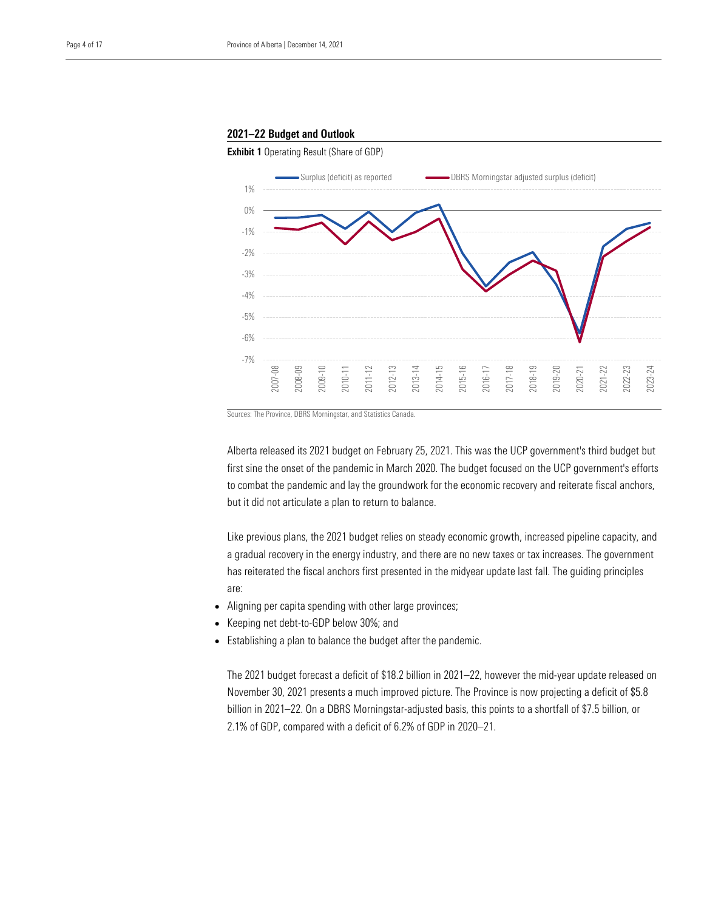## 2021–22 Budget and Outlook

**Exhibit 1** Operating Result (Share of GDP)

Sources: The Province, DBRS Morningstar, and Statistics Canada.

Alberta released its 2021 budget on February 25, 2021. This was the UCP government's third budget but first sine the onset of the pandemic in March 2020. The budget focused on the UCP government's efforts to combat the pandemic and lay the groundwork for the economic recovery and reiterate fiscal anchors, but it did not articulate a plan to return to balance.

Like previous plans, the 2021 budget relies on steady economic growth, increased pipeline capacity, and a gradual recovery in the energy industry, and there are no new taxes or tax increases. The government has reiterated the fiscal anchors first presented in the midyear update last fall. The guiding principles are:

- Aligning per capita spending with other large provinces;
- Keeping net debt-to-GDP below 30%; and
- Establishing a plan to balance the budget after the pandemic.

The 2021 budget forecast a deficit of $18.2 billion in 2021–22, however the mid-year update released on November 30, 2021 presents a much improved picture. The Province is now projecting a deficit of $5.8 billion in 2021–22. On a DBRS Morningstar-adjusted basis, this points to a shortfall of $7.5 billion, or 2.1% of GDP, compared with a deficit of 6.2% of GDP in 2020–21.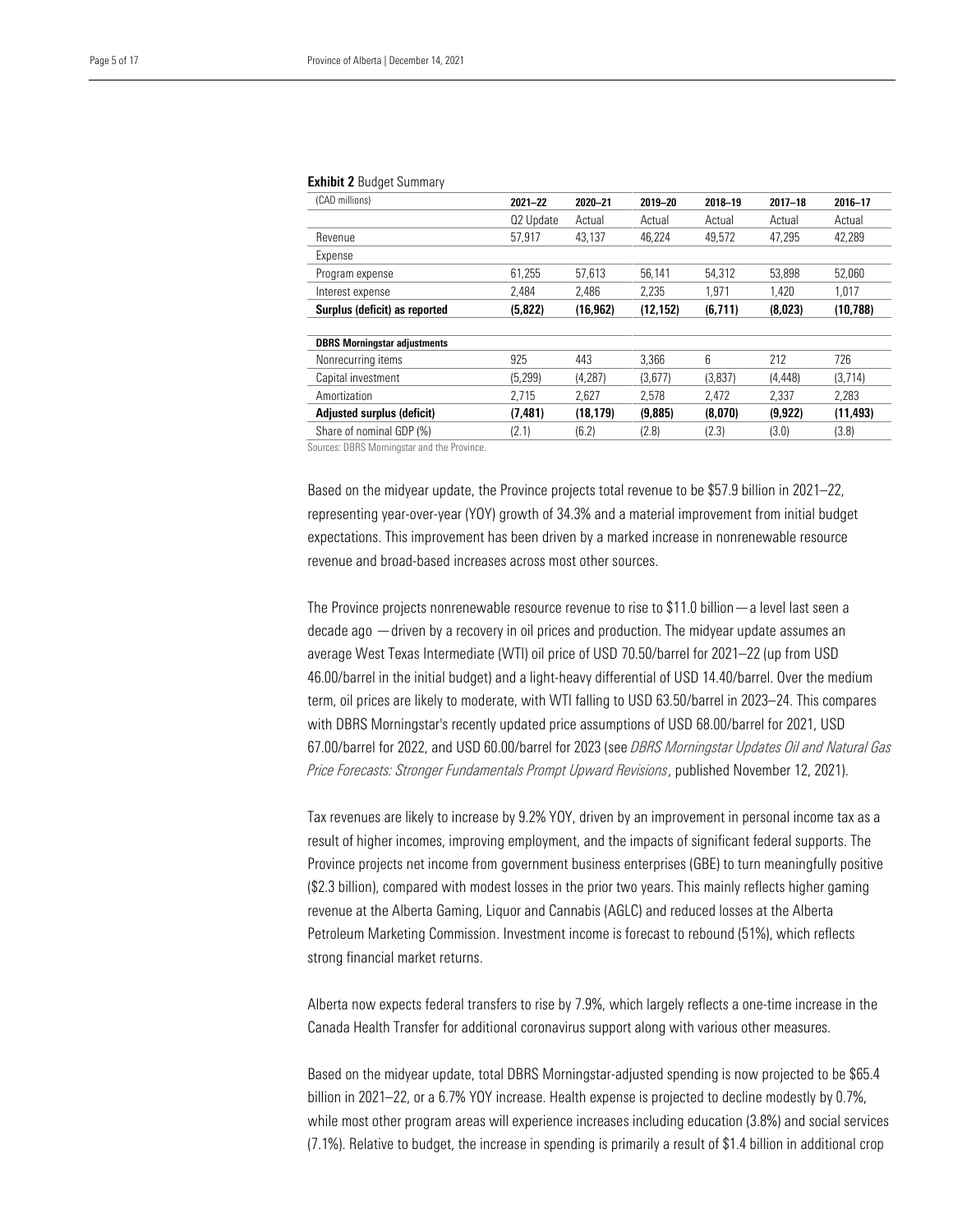**Exhibit 2** Budget Summary

| (CAD millions) | 2021–22 | 2020–21 | 2019–20 | 2018–19 | 2017–18 | 2016–17 |
|---|---|---|---|---|---|---|
| | Q2 Update | Actual | Actual | Actual | Actual | Actual |
| Revenue | 57,917 | 43,137 | 46,224 | 49,572 | 47,295 | 42,289 |
| Expense | | | | | | |
| Program expense | 61,255 | 57,613 | 56,141 | 54,312 | 53,898 | 52,060 |
| Interest expense | 2,484 | 2,486 | 2,235 | 1,971 | 1,420 | 1,017 |
| **Surplus (deficit) as reported** | **(5,822)** | **(16,962)** | **(12,152)** | **(6,711)** | **(8,023)** | **(10,788)** |
| | | | | | | |
| **DBRS Morningstar adjustments** | | | | | | |
| Nonrecurring items | 925 | 443 | 3,366 | 6 | 212 | 726 |
| Capital investment | (5,299) | (4,287) | (3,677) | (3,837) | (4,448) | (3,714) |
| Amortization | 2,715 | 2,627 | 2,578 | 2,472 | 2,337 | 2,283 |
| **Adjusted surplus (deficit)** | **(7,481)** | **(18,179)** | **(9,885)** | **(8,070)** | **(9,922)** | **(11,493)** |
| Share of nominal GDP (%) | (2.1) | (6.2) | (2.8) | (2.3) | (3.0) | (3.8) |

Sources: DBRS Morningstar and the Province.

Based on the midyear update, the Province projects total revenue to be $57.9 billion in 2021–22, representing year-over-year (YOY) growth of 34.3% and a material improvement from initial budget expectations. This improvement has been driven by a marked increase in nonrenewable resource revenue and broad-based increases across most other sources.

The Province projects nonrenewable resource revenue to rise to $11.0 billion — a level last seen a decade ago — driven by a recovery in oil prices and production. The midyear update assumes an average West Texas Intermediate (WTI) oil price of USD 70.50/barrel for 2021–22 (up from USD 46.00/barrel in the initial budget) and a light-heavy differential of USD 14.40/barrel. Over the medium term, oil prices are likely to moderate, with WTI falling to USD 63.50/barrel in 2023–24. This compares with DBRS Morningstar's recently updated price assumptions of USD 68.00/barrel for 2021, USD 67.00/barrel for 2022, and USD 60.00/barrel for 2023 (see *DBRS Morningstar Updates Oil and Natural Gas Price Forecasts: Stronger Fundamentals Prompt Upward Revisions*, published November 12, 2021).

Tax revenues are likely to increase by 9.2% YOY, driven by an improvement in personal income tax as a result of higher incomes, improving employment, and the impacts of significant federal supports. The Province projects net income from government business enterprises (GBE) to turn meaningfully positive ($2.3 billion), compared with modest losses in the prior two years. This mainly reflects higher gaming revenue at the Alberta Gaming, Liquor and Cannabis (AGLC) and reduced losses at the Alberta Petroleum Marketing Commission. Investment income is forecast to rebound (51%), which reflects strong financial market returns.

Alberta now expects federal transfers to rise by 7.9%, which largely reflects a one-time increase in the Canada Health Transfer for additional coronavirus support along with various other measures.

Based on the midyear update, total DBRS Morningstar-adjusted spending is now projected to be $65.4 billion in 2021–22, or a 6.7% YOY increase. Health expense is projected to decline modestly by 0.7%, while most other program areas will experience increases including education (3.8%) and social services (7.1%). Relative to budget, the increase in spending is primarily a result of $1.4 billion in additional crop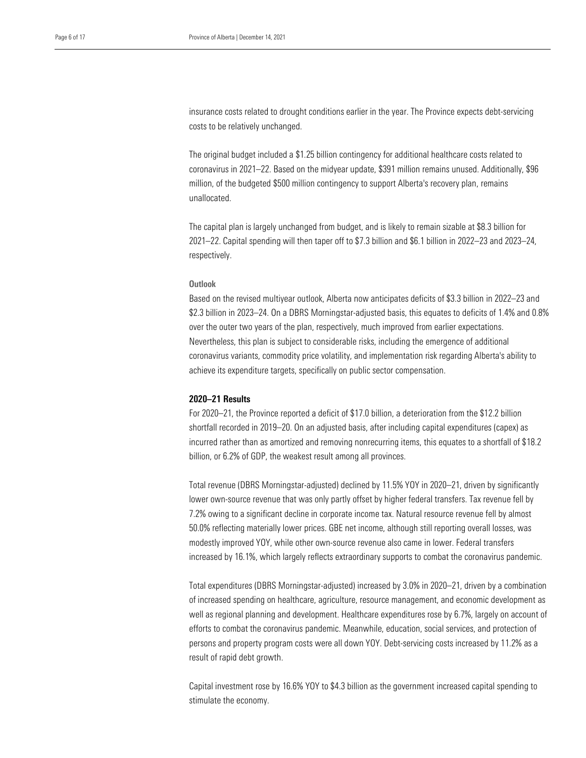insurance costs related to drought conditions earlier in the year. The Province expects debt-servicing costs to be relatively unchanged.

The original budget included a $1.25 billion contingency for additional healthcare costs related to coronavirus in 2021–22. Based on the midyear update, $391 million remains unused. Additionally, $96 million, of the budgeted $500 million contingency to support Alberta's recovery plan, remains unallocated.

The capital plan is largely unchanged from budget, and is likely to remain sizable at $8.3 billion for 2021–22. Capital spending will then taper off to $7.3 billion and $6.1 billion in 2022–23 and 2023–24, respectively.

#### Outlook

Based on the revised multiyear outlook, Alberta now anticipates deficits of $3.3 billion in 2022–23 and $2.3 billion in 2023–24. On a DBRS Morningstar-adjusted basis, this equates to deficits of 1.4% and 0.8% over the outer two years of the plan, respectively, much improved from earlier expectations. Nevertheless, this plan is subject to considerable risks, including the emergence of additional coronavirus variants, commodity price volatility, and implementation risk regarding Alberta's ability to achieve its expenditure targets, specifically on public sector compensation.

### 2020–21 Results

For 2020–21, the Province reported a deficit of $17.0 billion, a deterioration from the $12.2 billion shortfall recorded in 2019–20. On an adjusted basis, after including capital expenditures (capex) as incurred rather than as amortized and removing nonrecurring items, this equates to a shortfall of $18.2 billion, or 6.2% of GDP, the weakest result among all provinces.

Total revenue (DBRS Morningstar-adjusted) declined by 11.5% YOY in 2020–21, driven by significantly lower own-source revenue that was only partly offset by higher federal transfers. Tax revenue fell by 7.2% owing to a significant decline in corporate income tax. Natural resource revenue fell by almost 50.0% reflecting materially lower prices. GBE net income, although still reporting overall losses, was modestly improved YOY, while other own-source revenue also came in lower. Federal transfers increased by 16.1%, which largely reflects extraordinary supports to combat the coronavirus pandemic.

Total expenditures (DBRS Morningstar-adjusted) increased by 3.0% in 2020–21, driven by a combination of increased spending on healthcare, agriculture, resource management, and economic development as well as regional planning and development. Healthcare expenditures rose by 6.7%, largely on account of efforts to combat the coronavirus pandemic. Meanwhile, education, social services, and protection of persons and property program costs were all down YOY. Debt-servicing costs increased by 11.2% as a result of rapid debt growth.

Capital investment rose by 16.6% YOY to $4.3 billion as the government increased capital spending to stimulate the economy.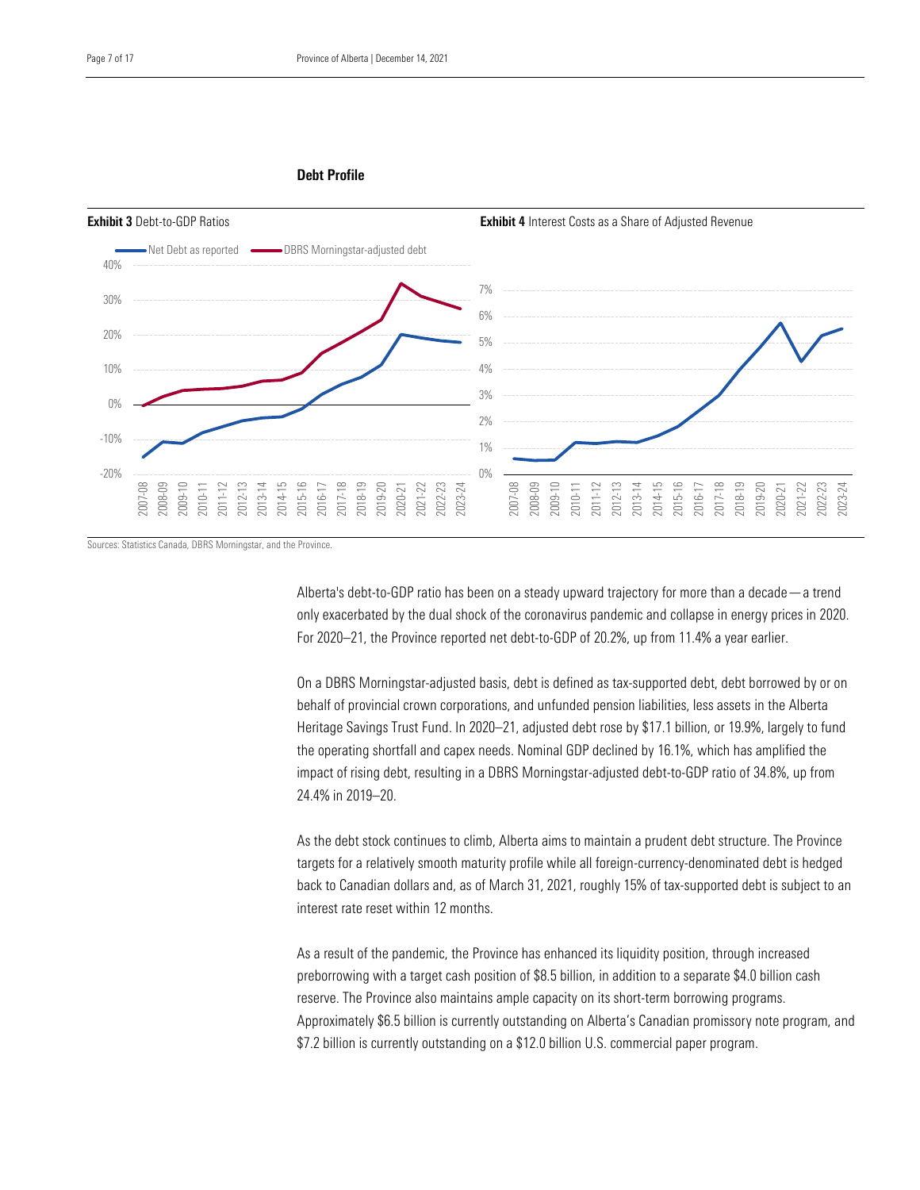## Debt Profile

**Exhibit 3** Debt-to-GDP Ratios

**Exhibit 4** Interest Costs as a Share of Adjusted Revenue

Sources: Statistics Canada, DBRS Morningstar, and the Province.

Alberta's debt-to-GDP ratio has been on a steady upward trajectory for more than a decade — a trend only exacerbated by the dual shock of the coronavirus pandemic and collapse in energy prices in 2020. For 2020–21, the Province reported net debt-to-GDP of 20.2%, up from 11.4% a year earlier.

On a DBRS Morningstar-adjusted basis, debt is defined as tax-supported debt, debt borrowed by or on behalf of provincial crown corporations, and unfunded pension liabilities, less assets in the Alberta Heritage Savings Trust Fund. In 2020–21, adjusted debt rose by $17.1 billion, or 19.9%, largely to fund the operating shortfall and capex needs. Nominal GDP declined by 16.1%, which has amplified the impact of rising debt, resulting in a DBRS Morningstar-adjusted debt-to-GDP ratio of 34.8%, up from 24.4% in 2019–20.

As the debt stock continues to climb, Alberta aims to maintain a prudent debt structure. The Province targets for a relatively smooth maturity profile while all foreign-currency-denominated debt is hedged back to Canadian dollars and, as of March 31, 2021, roughly 15% of tax-supported debt is subject to an interest rate reset within 12 months.

As a result of the pandemic, the Province has enhanced its liquidity position, through increased preborrowing with a target cash position of $8.5 billion, in addition to a separate $4.0 billion cash reserve. The Province also maintains ample capacity on its short-term borrowing programs. Approximately $6.5 billion is currently outstanding on Alberta's Canadian promissory note program, and $7.2 billion is currently outstanding on a $12.0 billion U.S. commercial paper program.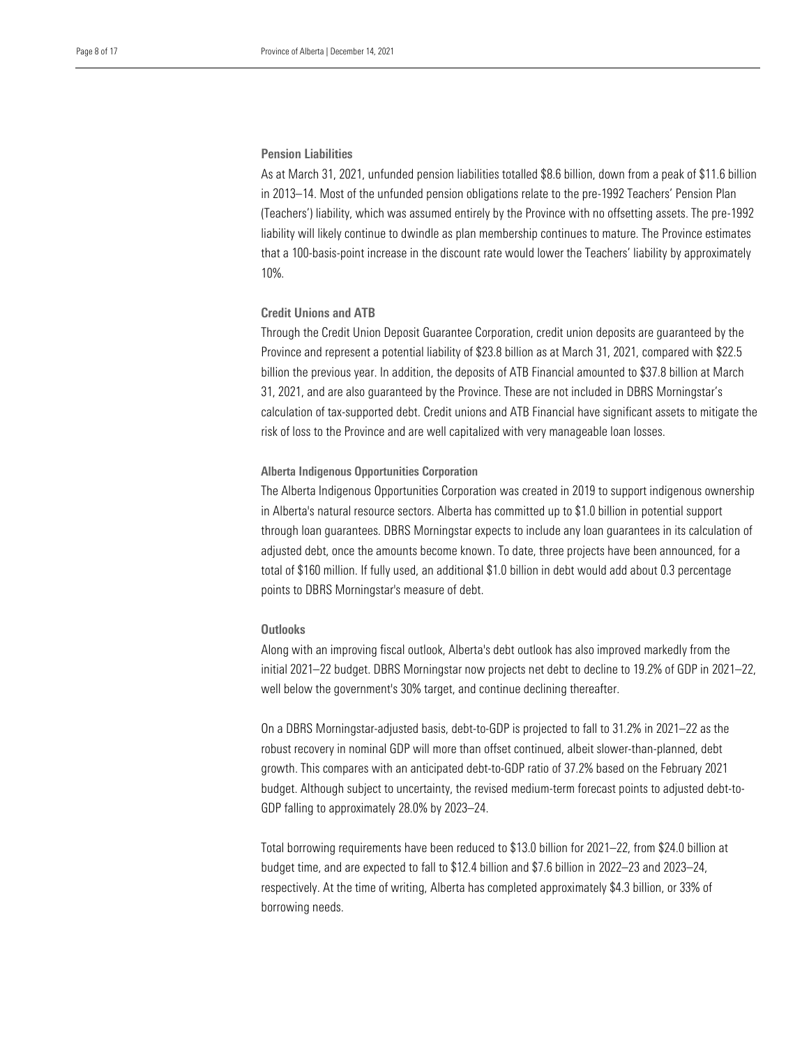### Pension Liabilities

As at March 31, 2021, unfunded pension liabilities totalled $8.6 billion, down from a peak of $11.6 billion in 2013–14. Most of the unfunded pension obligations relate to the pre-1992 Teachers' Pension Plan (Teachers') liability, which was assumed entirely by the Province with no offsetting assets. The pre-1992 liability will likely continue to dwindle as plan membership continues to mature. The Province estimates that a 100-basis-point increase in the discount rate would lower the Teachers' liability by approximately 10%.

### Credit Unions and ATB

Through the Credit Union Deposit Guarantee Corporation, credit union deposits are guaranteed by the Province and represent a potential liability of $23.8 billion as at March 31, 2021, compared with $22.5 billion the previous year. In addition, the deposits of ATB Financial amounted to $37.8 billion at March 31, 2021, and are also guaranteed by the Province. These are not included in DBRS Morningstar's calculation of tax-supported debt. Credit unions and ATB Financial have significant assets to mitigate the risk of loss to the Province and are well capitalized with very manageable loan losses.

### Alberta Indigenous Opportunities Corporation

The Alberta Indigenous Opportunities Corporation was created in 2019 to support indigenous ownership in Alberta's natural resource sectors. Alberta has committed up to $1.0 billion in potential support through loan guarantees. DBRS Morningstar expects to include any loan guarantees in its calculation of adjusted debt, once the amounts become known. To date, three projects have been announced, for a total of $160 million. If fully used, an additional $1.0 billion in debt would add about 0.3 percentage points to DBRS Morningstar's measure of debt.

### Outlooks

Along with an improving fiscal outlook, Alberta's debt outlook has also improved markedly from the initial 2021–22 budget. DBRS Morningstar now projects net debt to decline to 19.2% of GDP in 2021–22, well below the government's 30% target, and continue declining thereafter.

On a DBRS Morningstar-adjusted basis, debt-to-GDP is projected to fall to 31.2% in 2021–22 as the robust recovery in nominal GDP will more than offset continued, albeit slower-than-planned, debt growth. This compares with an anticipated debt-to-GDP ratio of 37.2% based on the February 2021 budget. Although subject to uncertainty, the revised medium-term forecast points to adjusted debt-to-GDP falling to approximately 28.0% by 2023–24.

Total borrowing requirements have been reduced to $13.0 billion for 2021–22, from $24.0 billion at budget time, and are expected to fall to $12.4 billion and $7.6 billion in 2022–23 and 2023–24, respectively. At the time of writing, Alberta has completed approximately $4.3 billion, or 33% of borrowing needs.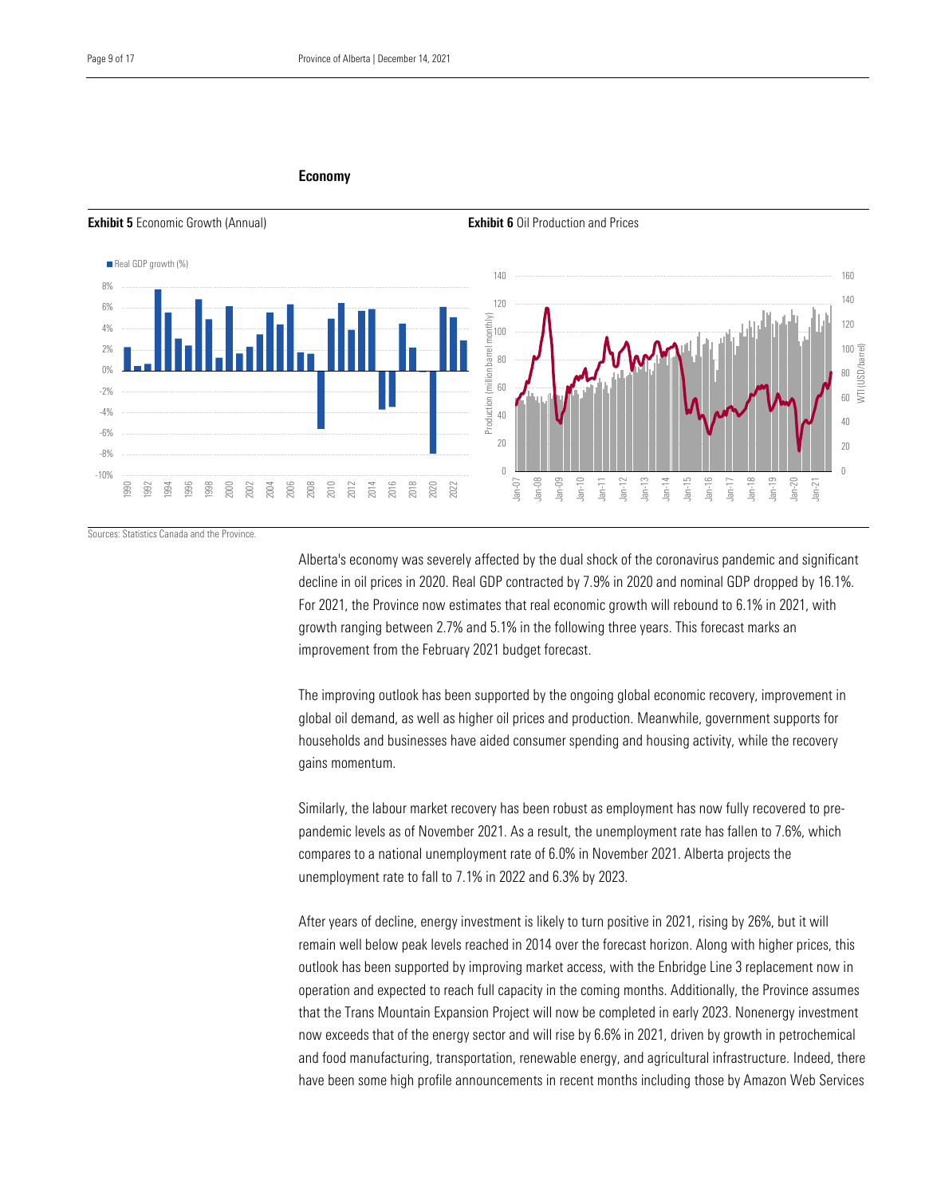## Economy

**Exhibit 5** Economic Growth (Annual)

**Exhibit 6** Oil Production and Prices

Sources: Statistics Canada and the Province.

Alberta's economy was severely affected by the dual shock of the coronavirus pandemic and significant decline in oil prices in 2020. Real GDP contracted by 7.9% in 2020 and nominal GDP dropped by 16.1%. For 2021, the Province now estimates that real economic growth will rebound to 6.1% in 2021, with growth ranging between 2.7% and 5.1% in the following three years. This forecast marks an improvement from the February 2021 budget forecast.

The improving outlook has been supported by the ongoing global economic recovery, improvement in global oil demand, as well as higher oil prices and production. Meanwhile, government supports for households and businesses have aided consumer spending and housing activity, while the recovery gains momentum.

Similarly, the labour market recovery has been robust as employment has now fully recovered to pre-pandemic levels as of November 2021. As a result, the unemployment rate has fallen to 7.6%, which compares to a national unemployment rate of 6.0% in November 2021. Alberta projects the unemployment rate to fall to 7.1% in 2022 and 6.3% by 2023.

After years of decline, energy investment is likely to turn positive in 2021, rising by 26%, but it will remain well below peak levels reached in 2014 over the forecast horizon. Along with higher prices, this outlook has been supported by improving market access, with the Enbridge Line 3 replacement now in operation and expected to reach full capacity in the coming months. Additionally, the Province assumes that the Trans Mountain Expansion Project will now be completed in early 2023. Nonenergy investment now exceeds that of the energy sector and will rise by 6.6% in 2021, driven by growth in petrochemical and food manufacturing, transportation, renewable energy, and agricultural infrastructure. Indeed, there have been some high profile announcements in recent months including those by Amazon Web Services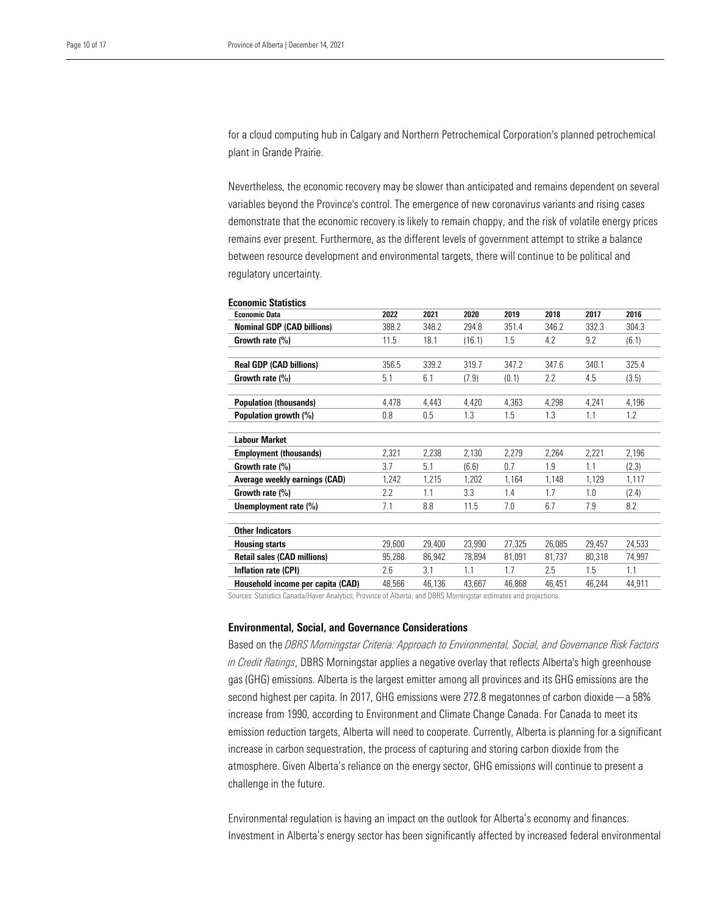for a cloud computing hub in Calgary and Northern Petrochemical Corporation's planned petrochemical plant in Grande Prairie.

Nevertheless, the economic recovery may be slower than anticipated and remains dependent on several variables beyond the Province's control. The emergence of new coronavirus variants and rising cases demonstrate that the economic recovery is likely to remain choppy, and the risk of volatile energy prices remains ever present. Furthermore, as the different levels of government attempt to strike a balance between resource development and environmental targets, there will continue to be political and regulatory uncertainty.

**Economic Statistics**

| Economic Data | 2022 | 2021 | 2020 | 2019 | 2018 | 2017 | 2016 |
|---|---|---|---|---|---|---|---|
| **Nominal GDP (CAD billions)** | 388.2 | 348.2 | 294.8 | 351.4 | 346.2 | 332.3 | 304.3 |
| **Growth rate (%)** | 11.5 | 18.1 | (16.1) | 1.5 | 4.2 | 9.2 | (6.1) |
| | | | | | | | |
| **Real GDP (CAD billions)** | 356.5 | 339.2 | 319.7 | 347.2 | 347.6 | 340.1 | 325.4 |
| **Growth rate (%)** | 5.1 | 6.1 | (7.9) | (0.1) | 2.2 | 4.5 | (3.5) |
| | | | | | | | |
| **Population (thousands)** | 4,478 | 4,443 | 4,420 | 4,363 | 4,298 | 4,241 | 4,196 |
| **Population growth (%)** | 0.8 | 0.5 | 1.3 | 1.5 | 1.3 | 1.1 | 1.2 |
| | | | | | | | |
| **Labour Market** | | | | | | | |
| **Employment (thousands)** | 2,321 | 2,238 | 2,130 | 2,279 | 2,264 | 2,221 | 2,196 |
| **Growth rate (%)** | 3.7 | 5.1 | (6.6) | 0.7 | 1.9 | 1.1 | (2.3) |
| **Average weekly earnings (CAD)** | 1,242 | 1,215 | 1,202 | 1,164 | 1,148 | 1,129 | 1,117 |
| **Growth rate (%)** | 2.2 | 1.1 | 3.3 | 1.4 | 1.7 | 1.0 | (2.4) |
| **Unemployment rate (%)** | 7.1 | 8.8 | 11.5 | 7.0 | 6.7 | 7.9 | 8.2 |
| | | | | | | | |
| **Other Indicators** | | | | | | | |
| **Housing starts** | 29,600 | 29,400 | 23,990 | 27,325 | 26,085 | 29,457 | 24,533 |
| **Retail sales (CAD millions)** | 95,288 | 86,942 | 78,894 | 81,091 | 81,737 | 80,318 | 74,997 |
| **Inflation rate (CPI)** | 2.6 | 3.1 | 1.1 | 1.7 | 2.5 | 1.5 | 1.1 |
| **Household income per capita (CAD)** | 48,566 | 46,136 | 43,667 | 46,868 | 46,451 | 46,244 | 44,911 |

Sources: Statistics Canada/Haver Analytics, Province of Alberta, and DBRS Morningstar estimates and projections.

### Environmental, Social, and Governance Considerations

Based on the *DBRS Morningstar Criteria: Approach to Environmental, Social, and Governance Risk Factors in Credit Ratings*, DBRS Morningstar applies a negative overlay that reflects Alberta's high greenhouse gas (GHG) emissions. Alberta is the largest emitter among all provinces and its GHG emissions are the second highest per capita. In 2017, GHG emissions were 272.8 megatonnes of carbon dioxide—a 58% increase from 1990, according to Environment and Climate Change Canada. For Canada to meet its emission reduction targets, Alberta will need to cooperate. Currently, Alberta is planning for a significant increase in carbon sequestration, the process of capturing and storing carbon dioxide from the atmosphere. Given Alberta's reliance on the energy sector, GHG emissions will continue to present a challenge in the future.

Environmental regulation is having an impact on the outlook for Alberta's economy and finances. Investment in Alberta's energy sector has been significantly affected by increased federal environmental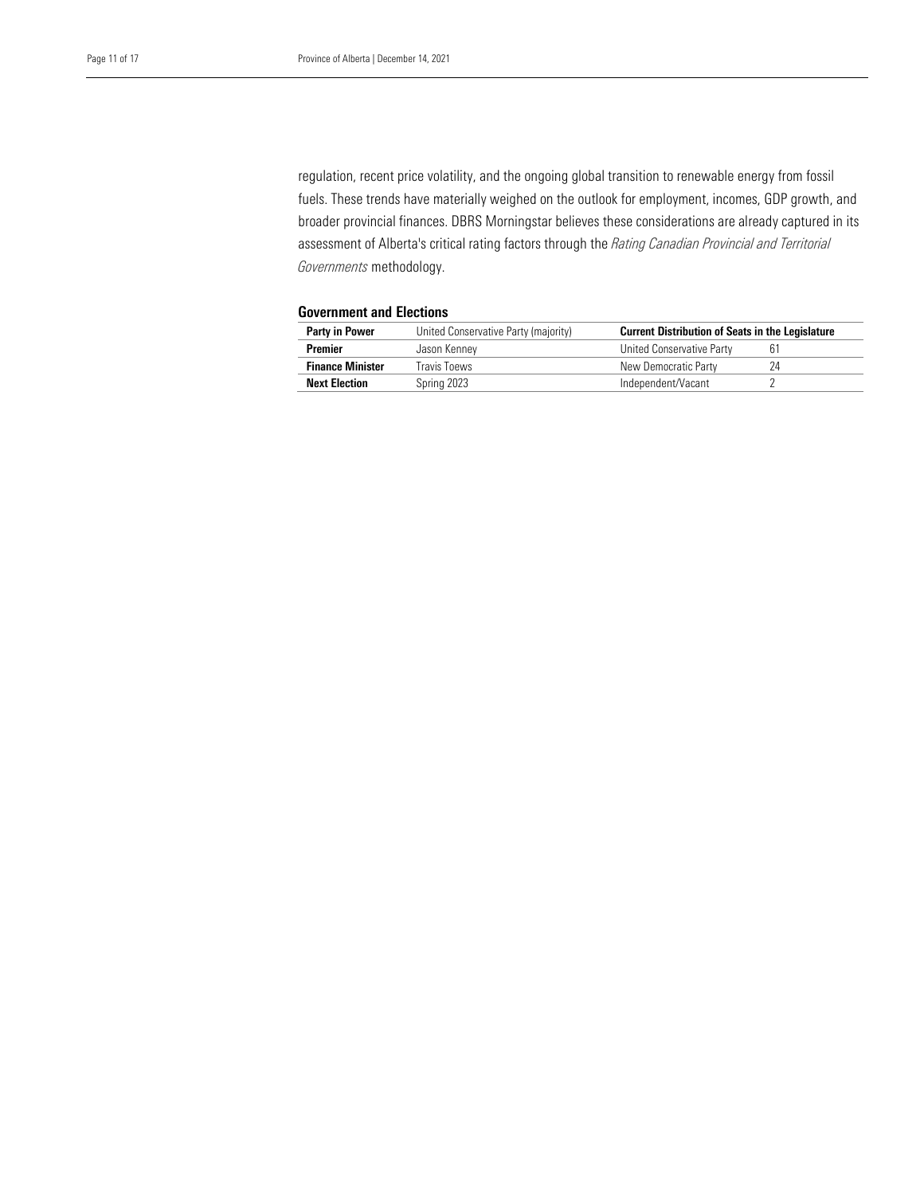regulation, recent price volatility, and the ongoing global transition to renewable energy from fossil fuels. These trends have materially weighed on the outlook for employment, incomes, GDP growth, and broader provincial finances. DBRS Morningstar believes these considerations are already captured in its assessment of Alberta's critical rating factors through the *Rating Canadian Provincial and Territorial Governments* methodology.

### Government and Elections

| **Party in Power** | United Conservative Party (majority) | **Current Distribution of Seats in the Legislature** | |
|---|---|---|---|
| **Premier** | Jason Kenney | United Conservative Party | 61 |
| **Finance Minister** | Travis Toews | New Democratic Party | 24 |
| **Next Election** | Spring 2023 | Independent/Vacant | 2 |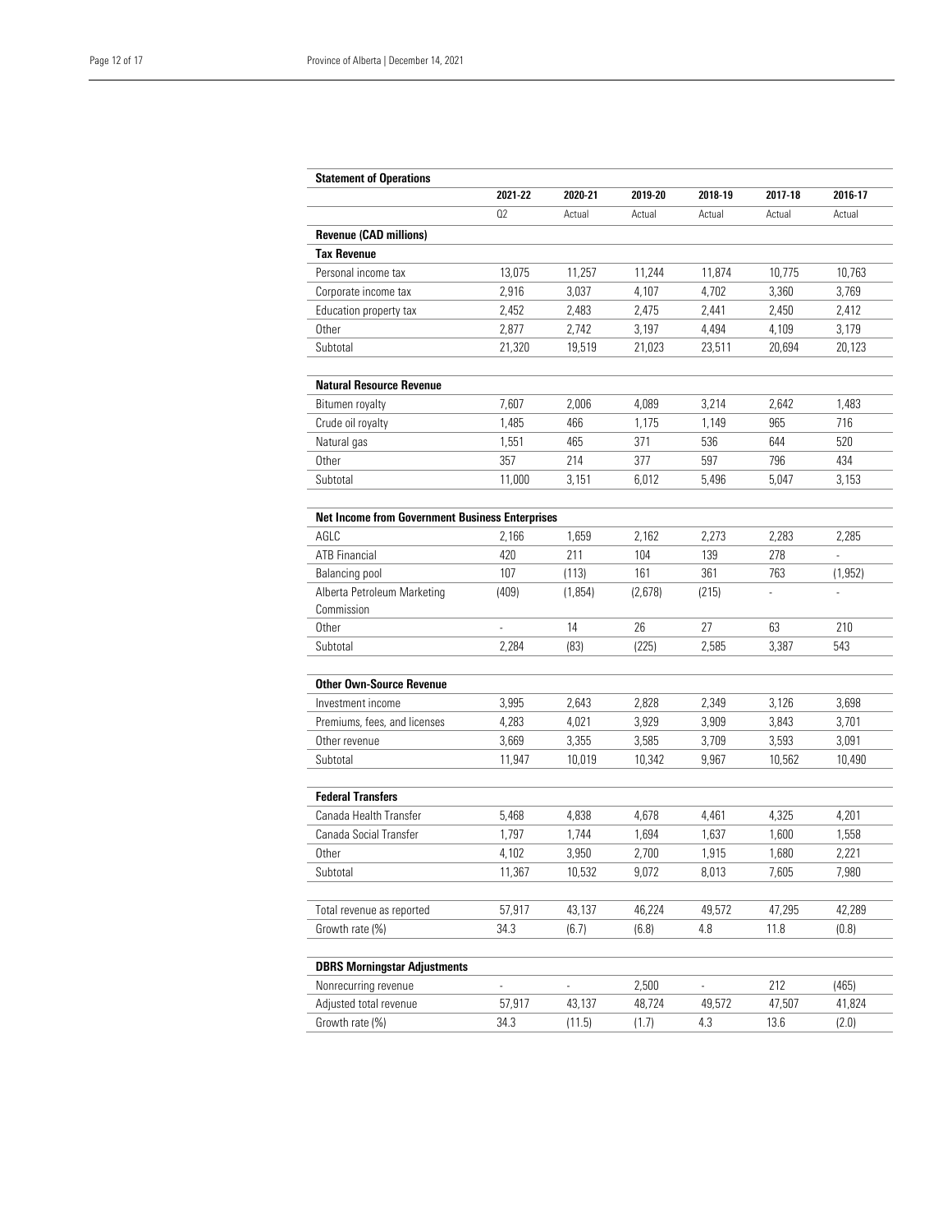| Statement of Operations | 2021-22 | 2020-21 | 2019-20 | 2018-19 | 2017-18 | 2016-17 |
|---|---|---|---|---|---|---|
| | Q2 | Actual | Actual | Actual | Actual | Actual |
| **Revenue (CAD millions)** | | | | | | |
| **Tax Revenue** | | | | | | |
| Personal income tax | 13,075 | 11,257 | 11,244 | 11,874 | 10,775 | 10,763 |
| Corporate income tax | 2,916 | 3,037 | 4,107 | 4,702 | 3,360 | 3,769 |
| Education property tax | 2,452 | 2,483 | 2,475 | 2,441 | 2,450 | 2,412 |
| Other | 2,877 | 2,742 | 3,197 | 4,494 | 4,109 | 3,179 |
| Subtotal | 21,320 | 19,519 | 21,023 | 23,511 | 20,694 | 20,123 |
| **Natural Resource Revenue** | | | | | | |
| Bitumen royalty | 7,607 | 2,006 | 4,089 | 3,214 | 2,642 | 1,483 |
| Crude oil royalty | 1,485 | 466 | 1,175 | 1,149 | 965 | 716 |
| Natural gas | 1,551 | 465 | 371 | 536 | 644 | 520 |
| Other | 357 | 214 | 377 | 597 | 796 | 434 |
| Subtotal | 11,000 | 3,151 | 6,012 | 5,496 | 5,047 | 3,153 |
| **Net Income from Government Business Enterprises** | | | | | | |
| AGLC | 2,166 | 1,659 | 2,162 | 2,273 | 2,283 | 2,285 |
| ATB Financial | 420 | 211 | 104 | 139 | 278 | - |
| Balancing pool | 107 | (113) | 161 | 361 | 763 | (1,952) |
| Alberta Petroleum Marketing Commission | (409) | (1,854) | (2,678) | (215) | - | - |
| Other | - | 14 | 26 | 27 | 63 | 210 |
| Subtotal | 2,284 | (83) | (225) | 2,585 | 3,387 | 543 |
| **Other Own-Source Revenue** | | | | | | |
| Investment income | 3,995 | 2,643 | 2,828 | 2,349 | 3,126 | 3,698 |
| Premiums, fees, and licenses | 4,283 | 4,021 | 3,929 | 3,909 | 3,843 | 3,701 |
| Other revenue | 3,669 | 3,355 | 3,585 | 3,709 | 3,593 | 3,091 |
| Subtotal | 11,947 | 10,019 | 10,342 | 9,967 | 10,562 | 10,490 |
| **Federal Transfers** | | | | | | |
| Canada Health Transfer | 5,468 | 4,838 | 4,678 | 4,461 | 4,325 | 4,201 |
| Canada Social Transfer | 1,797 | 1,744 | 1,694 | 1,637 | 1,600 | 1,558 |
| Other | 4,102 | 3,950 | 2,700 | 1,915 | 1,680 | 2,221 |
| Subtotal | 11,367 | 10,532 | 9,072 | 8,013 | 7,605 | 7,980 |
| Total revenue as reported | 57,917 | 43,137 | 46,224 | 49,572 | 47,295 | 42,289 |
| Growth rate (%) | 34.3 | (6.7) | (6.8) | 4.8 | 11.8 | (0.8) |
| **DBRS Morningstar Adjustments** | | | | | | |
| Nonrecurring revenue | - | - | 2,500 | - | 212 | (465) |
| Adjusted total revenue | 57,917 | 43,137 | 48,724 | 49,572 | 47,507 | 41,824 |
| Growth rate (%) | 34.3 | (11.5) | (1.7) | 4.3 | 13.6 | (2.0) |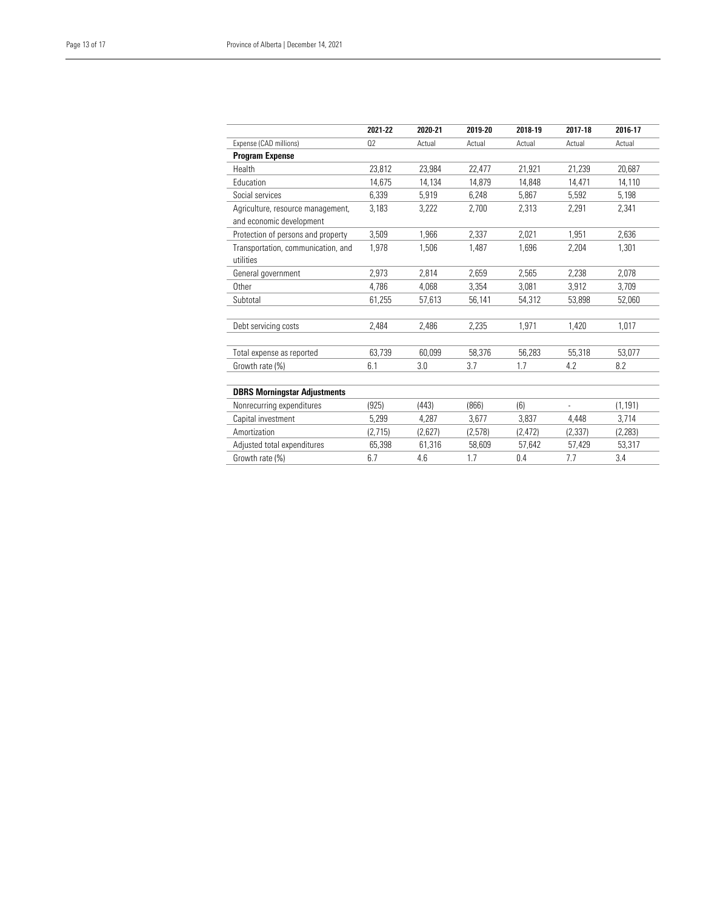| | 2021-22 | 2020-21 | 2019-20 | 2018-19 | 2017-18 | 2016-17 |
|---|---|---|---|---|---|---|
| Expense (CAD millions) | Q2 | Actual | Actual | Actual | Actual | Actual |
| **Program Expense** | | | | | | |
| Health | 23,812 | 23,984 | 22,477 | 21,921 | 21,239 | 20,687 |
| Education | 14,675 | 14,134 | 14,879 | 14,848 | 14,471 | 14,110 |
| Social services | 6,339 | 5,919 | 6,248 | 5,867 | 5,592 | 5,198 |
| Agriculture, resource management, and economic development | 3,183 | 3,222 | 2,700 | 2,313 | 2,291 | 2,341 |
| Protection of persons and property | 3,509 | 1,966 | 2,337 | 2,021 | 1,951 | 2,636 |
| Transportation, communication, and utilities | 1,978 | 1,506 | 1,487 | 1,696 | 2,204 | 1,301 |
| General government | 2,973 | 2,814 | 2,659 | 2,565 | 2,238 | 2,078 |
| Other | 4,786 | 4,068 | 3,354 | 3,081 | 3,912 | 3,709 |
| Subtotal | 61,255 | 57,613 | 56,141 | 54,312 | 53,898 | 52,060 |
| | | | | | | |
| Debt servicing costs | 2,484 | 2,486 | 2,235 | 1,971 | 1,420 | 1,017 |
| | | | | | | |
| Total expense as reported | 63,739 | 60,099 | 58,376 | 56,283 | 55,318 | 53,077 |
| Growth rate (%) | 6.1 | 3.0 | 3.7 | 1.7 | 4.2 | 8.2 |
| | | | | | | |
| **DBRS Morningstar Adjustments** | | | | | | |
| Nonrecurring expenditures | (925) | (443) | (866) | (6) | - | (1,191) |
| Capital investment | 5,299 | 4,287 | 3,677 | 3,837 | 4,448 | 3,714 |
| Amortization | (2,715) | (2,627) | (2,578) | (2,472) | (2,337) | (2,283) |
| Adjusted total expenditures | 65,398 | 61,316 | 58,609 | 57,642 | 57,429 | 53,317 |
| Growth rate (%) | 6.7 | 4.6 | 1.7 | 0.4 | 7.7 | 3.4 |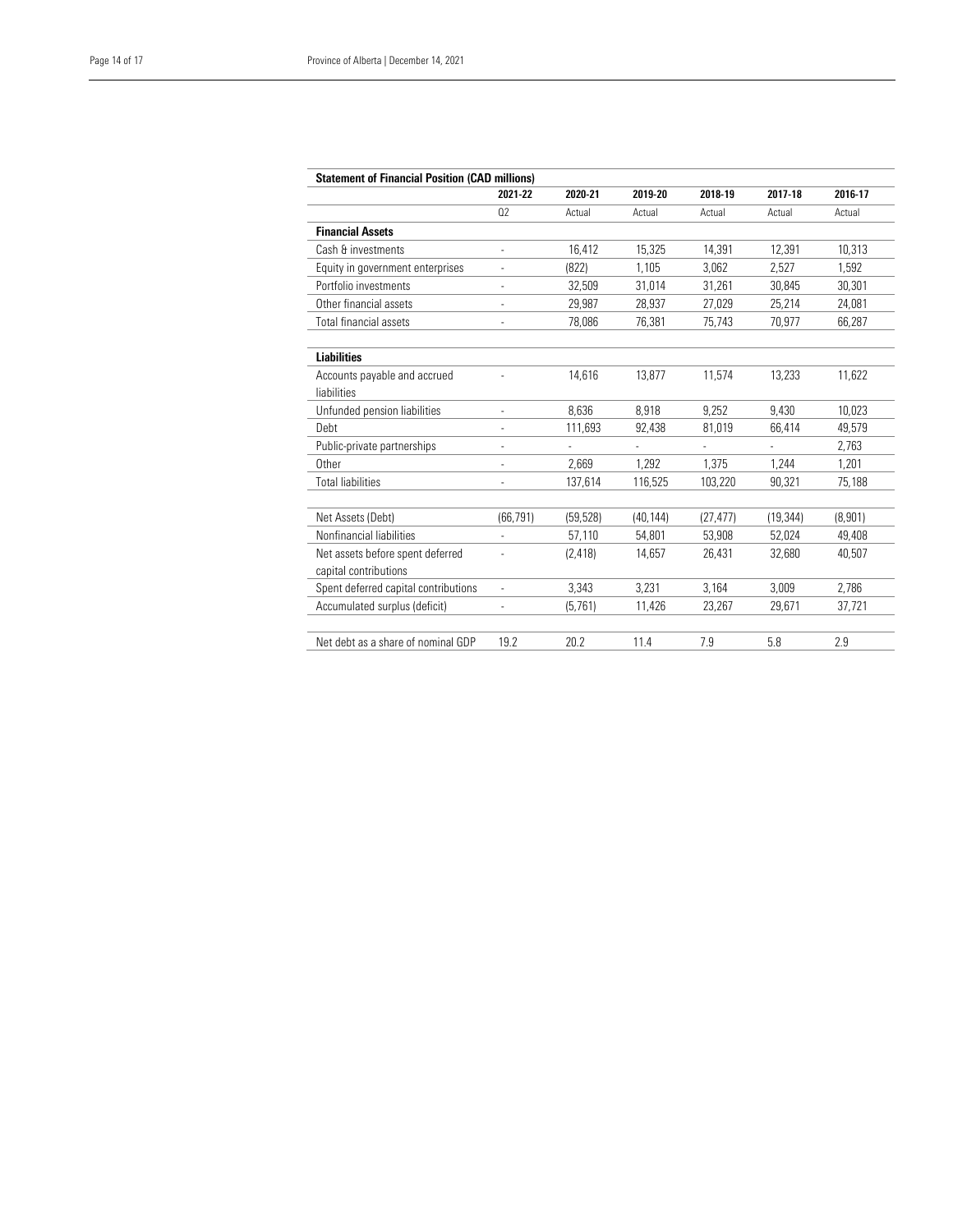**Statement of Financial Position (CAD millions)**

| | 2021-22 | 2020-21 | 2019-20 | 2018-19 | 2017-18 | 2016-17 |
|---|---|---|---|---|---|---|
| | Q2 | Actual | Actual | Actual | Actual | Actual |
| **Financial Assets** | | | | | | |
| Cash & investments | - | 16,412 | 15,325 | 14,391 | 12,391 | 10,313 |
| Equity in government enterprises | - | (822) | 1,105 | 3,062 | 2,527 | 1,592 |
| Portfolio investments | - | 32,509 | 31,014 | 31,261 | 30,845 | 30,301 |
| Other financial assets | - | 29,987 | 28,937 | 27,029 | 25,214 | 24,081 |
| Total financial assets | - | 78,086 | 76,381 | 75,743 | 70,977 | 66,287 |
| | | | | | | |
| **Liabilities** | | | | | | |
| Accounts payable and accrued liabilities | - | 14,616 | 13,877 | 11,574 | 13,233 | 11,622 |
| Unfunded pension liabilities | - | 8,636 | 8,918 | 9,252 | 9,430 | 10,023 |
| Debt | - | 111,693 | 92,438 | 81,019 | 66,414 | 49,579 |
| Public-private partnerships | - | - | - | - | - | 2,763 |
| Other | - | 2,669 | 1,292 | 1,375 | 1,244 | 1,201 |
| Total liabilities | - | 137,614 | 116,525 | 103,220 | 90,321 | 75,188 |
| | | | | | | |
| Net Assets (Debt) | (66,791) | (59,528) | (40,144) | (27,477) | (19,344) | (8,901) |
| Nonfinancial liabilities | - | 57,110 | 54,801 | 53,908 | 52,024 | 49,408 |
| Net assets before spent deferred capital contributions | - | (2,418) | 14,657 | 26,431 | 32,680 | 40,507 |
| Spent deferred capital contributions | - | 3,343 | 3,231 | 3,164 | 3,009 | 2,786 |
| Accumulated surplus (deficit) | - | (5,761) | 11,426 | 23,267 | 29,671 | 37,721 |
| | | | | | | |
| Net debt as a share of nominal GDP | 19.2 | 20.2 | 11.4 | 7.9 | 5.8 | 2.9 |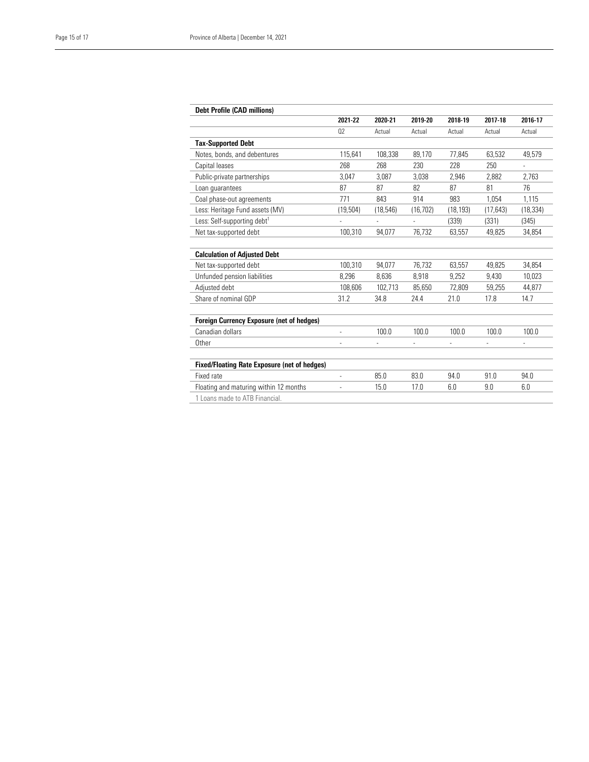| Debt Profile (CAD millions) | | | | | | |
|---|---|---|---|---|---|---|
| | **2021-22** | **2020-21** | **2019-20** | **2018-19** | **2017-18** | **2016-17** |
| | Q2 | Actual | Actual | Actual | Actual | Actual |
| **Tax-Supported Debt** | | | | | | |
| Notes, bonds, and debentures | 115,641 | 108,338 | 89,170 | 77,845 | 63,532 | 49,579 |
| Capital leases | 268 | 268 | 230 | 228 | 250 | - |
| Public-private partnerships | 3,047 | 3,087 | 3,038 | 2,946 | 2,882 | 2,763 |
| Loan guarantees | 87 | 87 | 82 | 87 | 81 | 76 |
| Coal phase-out agreements | 771 | 843 | 914 | 983 | 1,054 | 1,115 |
| Less: Heritage Fund assets (MV) | (19,504) | (18,546) | (16,702) | (18,193) | (17,643) | (18,334) |
| Less: Self-supporting debt[1] | - | - | - | (339) | (331) | (345) |
| Net tax-supported debt | 100,310 | 94,077 | 76,732 | 63,557 | 49,825 | 34,854 |
| | | | | | | |
| **Calculation of Adjusted Debt** | | | | | | |
| Net tax-supported debt | 100,310 | 94,077 | 76,732 | 63,557 | 49,825 | 34,854 |
| Unfunded pension liabilities | 8,296 | 8,636 | 8,918 | 9,252 | 9,430 | 10,023 |
| Adjusted debt | 108,606 | 102,713 | 85,650 | 72,809 | 59,255 | 44,877 |
| Share of nominal GDP | 31.2 | 34.8 | 24.4 | 21.0 | 17.8 | 14.7 |
| | | | | | | |
| **Foreign Currency Exposure (net of hedges)** | | | | | | |
| Canadian dollars | - | 100.0 | 100.0 | 100.0 | 100.0 | 100.0 |
| Other | - | - | - | - | - | - |
| | | | | | | |
| **Fixed/Floating Rate Exposure (net of hedges)** | | | | | | |
| Fixed rate | - | 85.0 | 83.0 | 94.0 | 91.0 | 94.0 |
| Floating and maturing within 12 months | - | 15.0 | 17.0 | 6.0 | 9.0 | 6.0 |

1 Loans made to ATB Financial.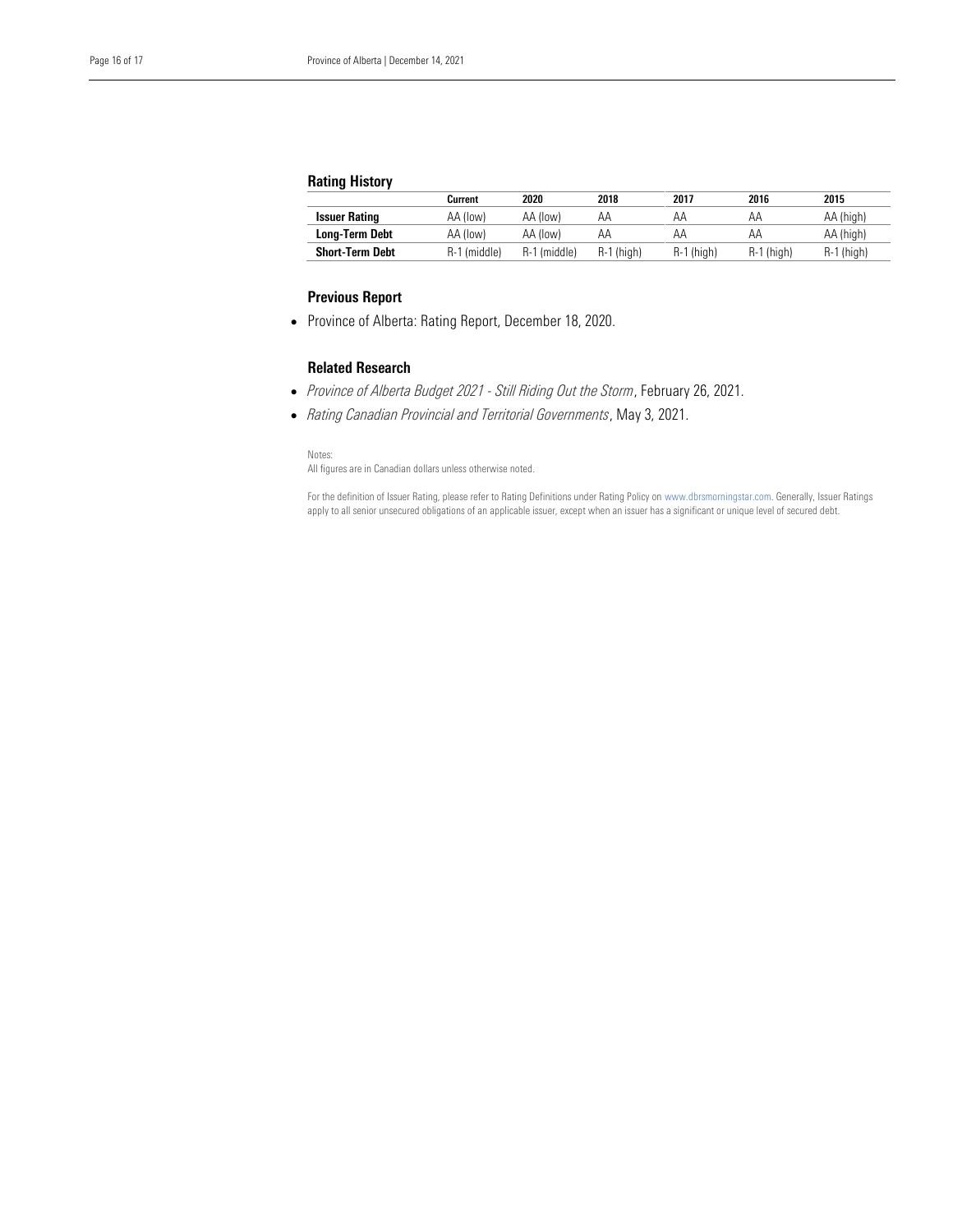## Rating History

| | Current | 2020 | 2018 | 2017 | 2016 | 2015 |
|---|---|---|---|---|---|---|
| **Issuer Rating** | AA (low) | AA (low) | AA | AA | AA | AA (high) |
| **Long-Term Debt** | AA (low) | AA (low) | AA | AA | AA | AA (high) |
| **Short-Term Debt** | R-1 (middle) | R-1 (middle) | R-1 (high) | R-1 (high) | R-1 (high) | R-1 (high) |

## Previous Report

- Province of Alberta: Rating Report, December 18, 2020.

## Related Research

- *Province of Alberta Budget 2021 - Still Riding Out the Storm*, February 26, 2021.
- *Rating Canadian Provincial and Territorial Governments*, May 3, 2021.

Notes:
All figures are in Canadian dollars unless otherwise noted.

For the definition of Issuer Rating, please refer to Rating Definitions under Rating Policy on www.dbrsmorningstar.com. Generally, Issuer Ratings apply to all senior unsecured obligations of an applicable issuer, except when an issuer has a significant or unique level of secured debt.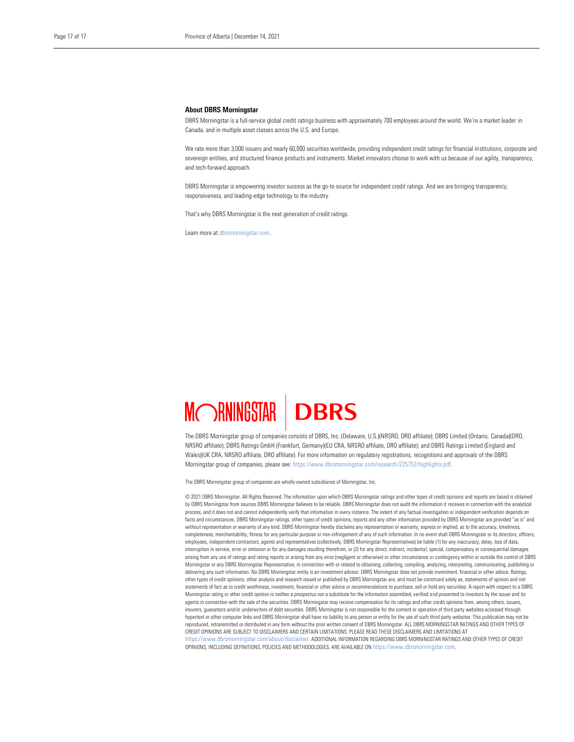### About DBRS Morningstar

DBRS Morningstar is a full-service global credit ratings business with approximately 700 employees around the world. We're a market leader in Canada, and in multiple asset classes across the U.S. and Europe.

We rate more than 3,000 issuers and nearly 60,000 securities worldwide, providing independent credit ratings for financial institutions, corporate and sovereign entities, and structured finance products and instruments. Market innovators choose to work with us because of our agility, transparency, and tech-forward approach.

DBRS Morningstar is empowering investor success as the go-to source for independent credit ratings. And we are bringing transparency, responsiveness, and leading-edge technology to the industry.

That's why DBRS Morningstar is the next generation of credit ratings.

Learn more at dbrsmorningstar.com.

MORNINGSTAR | DBRS

The DBRS Morningstar group of companies consists of DBRS, Inc. (Delaware, U.S.)(NRSRO, DRO affiliate); DBRS Limited (Ontario, Canada)(DRO, NRSRO affiliate); DBRS Ratings GmbH (Frankfurt, Germany)(EU CRA, NRSRO affiliate, DRO affiliate); and DBRS Ratings Limited (England and Wales)(UK CRA, NRSRO affiliate, DRO affiliate). For more information on regulatory registrations, recognitions and approvals of the DBRS Morningstar group of companies, please see: https://www.dbrsmorningstar.com/research/225752/highlights.pdf.

The DBRS Morningstar group of companies are wholly-owned subsidiaries of Morningstar, Inc.

© 2021 DBRS Morningstar. All Rights Reserved. The information upon which DBRS Morningstar ratings and other types of credit opinions and reports are based is obtained by DBRS Morningstar from sources DBRS Morningstar believes to be reliable. DBRS Morningstar does not audit the information it receives in connection with the analytical process, and it does not and cannot independently verify that information in every instance. The extent of any factual investigation or independent verification depends on facts and circumstances. DBRS Morningstar ratings, other types of credit opinions, reports and any other information provided by DBRS Morningstar are provided "as is" and without representation or warranty of any kind. DBRS Morningstar hereby disclaims any representation or warranty, express or implied, as to the accuracy, timeliness, completeness, merchantability, fitness for any particular purpose or non-infringement of any of such information. In no event shall DBRS Morningstar or its directors, officers, employees, independent contractors, agents and representatives (collectively, DBRS Morningstar Representatives) be liable (1) for any inaccuracy, delay, loss of data, interruption in service, error or omission or for any damages resulting therefrom, or (2) for any direct, indirect, incidental, special, compensatory or consequential damages arising from any use of ratings and rating reports or arising from any error (negligent or otherwise) or other circumstance or contingency within or outside the control of DBRS Morningstar or any DBRS Morningstar Representative, in connection with or related to obtaining, collecting, compiling, analyzing, interpreting, communicating, publishing or delivering any such information. No DBRS Morningstar entity is an investment advisor. DBRS Morningstar does not provide investment, financial or other advice. Ratings, other types of credit opinions, other analysis and research issued or published by DBRS Morningstar are, and must be construed solely as, statements of opinion and not statements of fact as to credit worthiness, investment, financial or other advice or recommendations to purchase, sell or hold any securities. A report with respect to a DBRS Morningstar rating or other credit opinion is neither a prospectus nor a substitute for the information assembled, verified and presented to investors by the issuer and its agents in connection with the sale of the securities. DBRS Morningstar may receive compensation for its ratings and other credit opinions from, among others, issuers, insurers, guarantors and/or underwriters of debt securities. DBRS Morningstar is not responsible for the content or operation of third party websites accessed through hypertext or other computer links and DBRS Morningstar shall have no liability to any person or entity for the use of such third party websites. This publication may not be reproduced, retransmitted or distributed in any form without the prior written consent of DBRS Morningstar. ALL DBRS MORNINGSTAR RATINGS AND OTHER TYPES OF CREDIT OPINIONS ARE SUBJECT TO DISCLAIMERS AND CERTAIN LIMITATIONS. PLEASE READ THESE DISCLAIMERS AND LIMITATIONS AT https://www.dbrsmorningstar.com/about/disclaimer. ADDITIONAL INFORMATION REGARDING DBRS MORNINGSTAR RATINGS AND OTHER TYPES OF CREDIT OPINIONS, INCLUDING DEFINITIONS, POLICIES AND METHODOLOGIES, ARE AVAILABLE ON https://www.dbrsmorningstar.com.